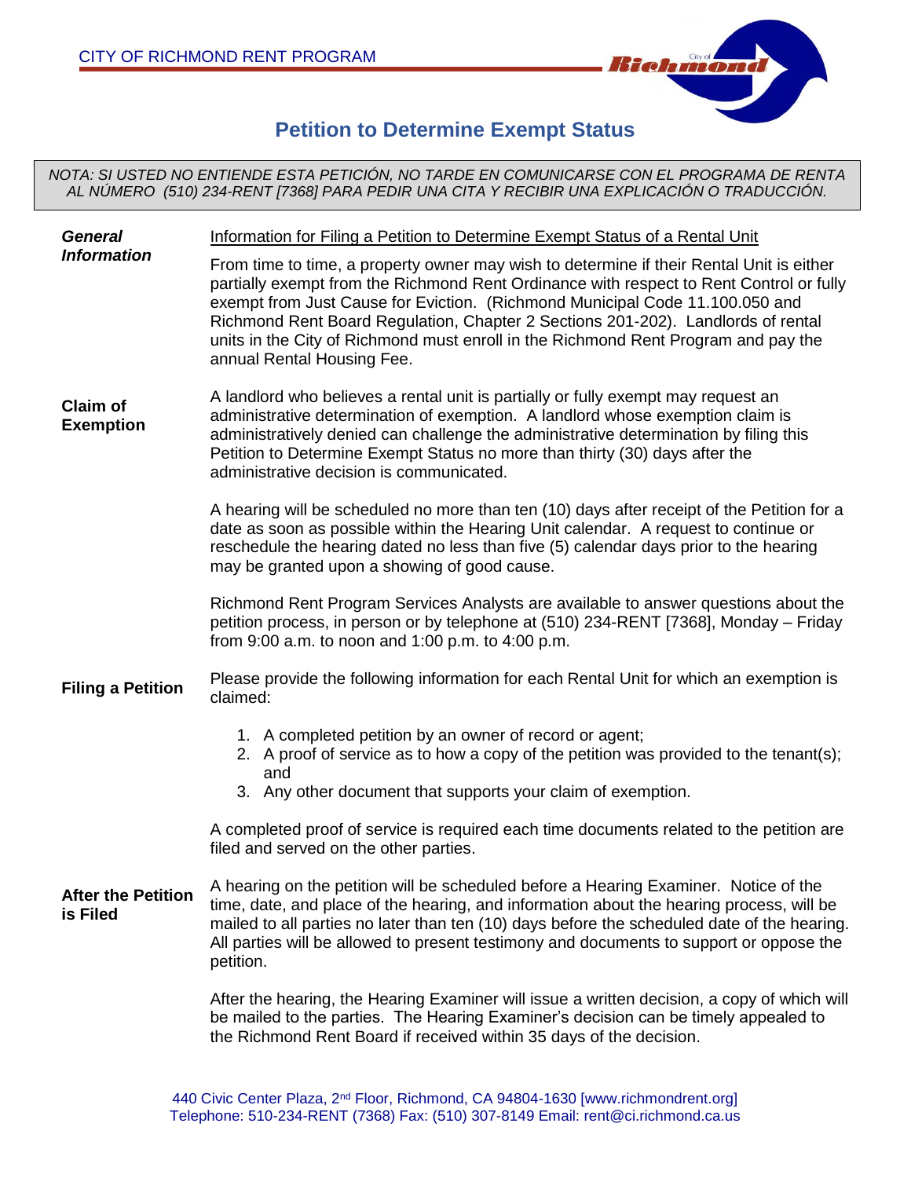CITY OF RICHMOND RENT PROGRAM

# Petition to Determine Exempt Status

*NOTA: SI USTED NO ENTIENDE ESTA PETICIÓN, NO TARDE EN COMUNICARSE CON EL PROGRAMA DE RENTA AL NÚMERO (510) 234-RENT [7368] PARA PEDIR UNA CITA Y RECIBIR UNA EXPLICACIÓN O TRADUCCIÓN.*

### *General Information*

Information for Filing a Petition to Determine Exempt Status of a Rental Unit

From time to time, a property owner may wish to determine if their Rental Unit is either partially exempt from the Richmond Rent Ordinance with respect to Rent Control or fully exempt from Just Cause for Eviction. (Richmond Municipal Code 11.100.050 and Richmond Rent Board Regulation, Chapter 2 Sections 201-202). Landlords of rental units in the City of Richmond must enroll in the Richmond Rent Program and pay the annual Rental Housing Fee.

### Claim of Exemption

A landlord who believes a rental unit is partially or fully exempt may request an administrative determination of exemption. A landlord whose exemption claim is administratively denied can challenge the administrative determination by filing this Petition to Determine Exempt Status no more than thirty (30) days after the administrative decision is communicated.

A hearing will be scheduled no more than ten (10) days after receipt of the Petition for a date as soon as possible within the Hearing Unit calendar. A request to continue or reschedule the hearing dated no less than five (5) calendar days prior to the hearing may be granted upon a showing of good cause.

Richmond Rent Program Services Analysts are available to answer questions about the petition process, in person or by telephone at (510) 234-RENT [7368], Monday – Friday from 9:00 a.m. to noon and 1:00 p.m. to 4:00 p.m.

### Filing a Petition

Please provide the following information for each Rental Unit for which an exemption is claimed:

1. A completed petition by an owner of record or agent;
2. A proof of service as to how a copy of the petition was provided to the tenant(s); and
3. Any other document that supports your claim of exemption.

A completed proof of service is required each time documents related to the petition are filed and served on the other parties.

### After the Petition is Filed

A hearing on the petition will be scheduled before a Hearing Examiner. Notice of the time, date, and place of the hearing, and information about the hearing process, will be mailed to all parties no later than ten (10) days before the scheduled date of the hearing. All parties will be allowed to present testimony and documents to support or oppose the petition.

After the hearing, the Hearing Examiner will issue a written decision, a copy of which will be mailed to the parties. The Hearing Examiner's decision can be timely appealed to the Richmond Rent Board if received within 35 days of the decision.

440 Civic Center Plaza, 2nd Floor, Richmond, CA 94804-1630 [www.richmondrent.org]
Telephone: 510-234-RENT (7368) Fax: (510) 307-8149 Email: rent@ci.richmond.ca.us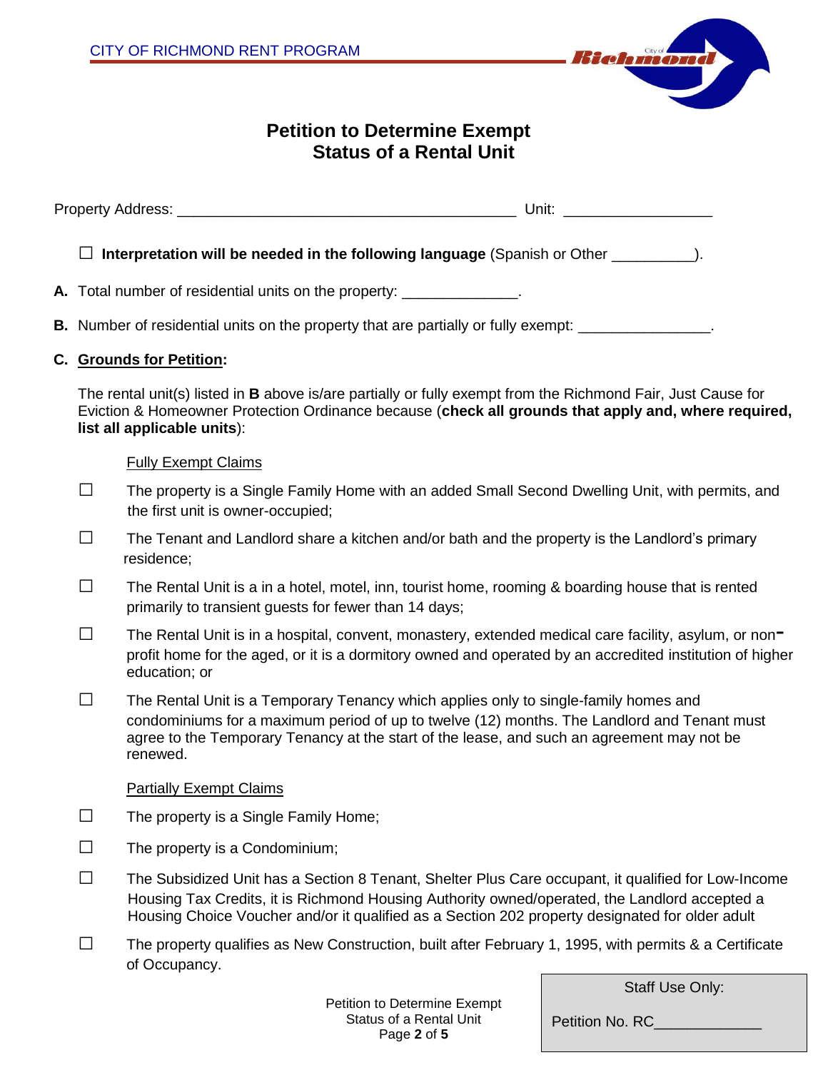CITY OF RICHMOND RENT PROGRAM

# Petition to Determine Exempt Status of a Rental Unit

Property Address: ________________________________________ Unit: _________________

☐ **Interpretation will be needed in the following language** (Spanish or Other __________).

**A.** Total number of residential units on the property: ______________.

**B.** Number of residential units on the property that are partially or fully exempt: ________________.

**C. Grounds for Petition:**

The rental unit(s) listed in **B** above is/are partially or fully exempt from the Richmond Fair, Just Cause for Eviction & Homeowner Protection Ordinance because (**check all grounds that apply and, where required, list all applicable units**):

Fully Exempt Claims

☐ The property is a Single Family Home with an added Small Second Dwelling Unit, with permits, and the first unit is owner-occupied;

☐ The Tenant and Landlord share a kitchen and/or bath and the property is the Landlord's primary residence;

☐ The Rental Unit is a in a hotel, motel, inn, tourist home, rooming & boarding house that is rented primarily to transient guests for fewer than 14 days;

☐ The Rental Unit is in a hospital, convent, monastery, extended medical care facility, asylum, or non-profit home for the aged, or it is a dormitory owned and operated by an accredited institution of higher education; or

☐ The Rental Unit is a Temporary Tenancy which applies only to single-family homes and condominiums for a maximum period of up to twelve (12) months. The Landlord and Tenant must agree to the Temporary Tenancy at the start of the lease, and such an agreement may not be renewed.

Partially Exempt Claims

☐ The property is a Single Family Home;

☐ The property is a Condominium;

☐ The Subsidized Unit has a Section 8 Tenant, Shelter Plus Care occupant, it qualified for Low-Income Housing Tax Credits, it is Richmond Housing Authority owned/operated, the Landlord accepted a Housing Choice Voucher and/or it qualified as a Section 202 property designated for older adult

☐ The property qualifies as New Construction, built after February 1, 1995, with permits & a Certificate of Occupancy.

Staff Use Only:

Petition No. RC_____________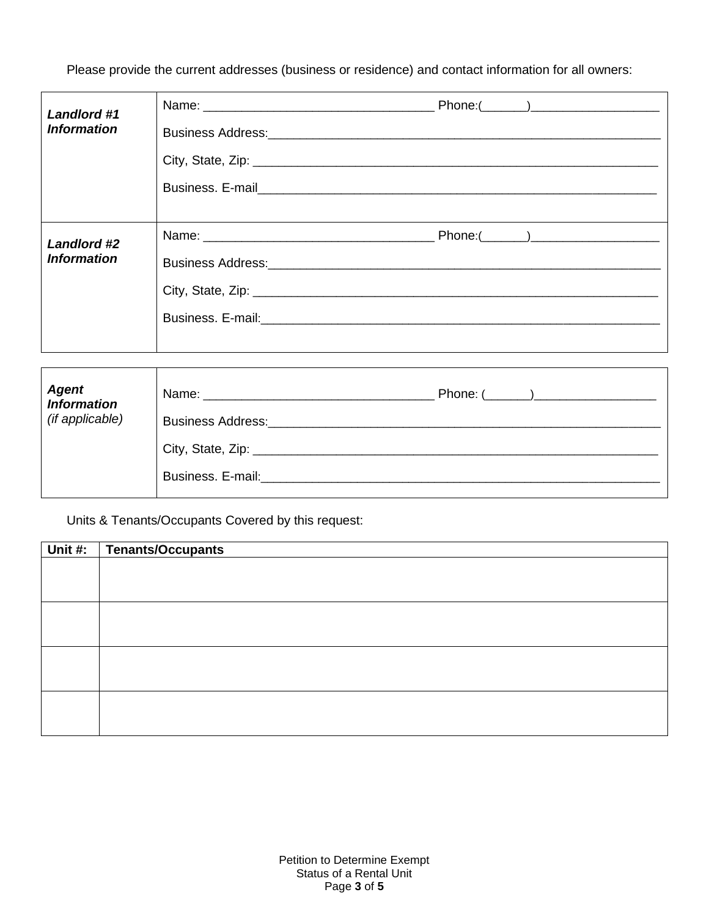Please provide the current addresses (business or residence) and contact information for all owners:

| | |
|---|---|
| ***Landlord #1 Information*** | Name: ______________________________ Phone:(______)__________________<br>Business Address:_______________________________________________________<br>City, State, Zip: _________________________________________________________<br>Business. E-mail________________________________________________________ |
| ***Landlord #2 Information*** | Name: ______________________________ Phone:(______)__________________<br>Business Address:_______________________________________________________<br>City, State, Zip: _________________________________________________________<br>Business. E-mail:________________________________________________________ |

| | |
|---|---|
| ***Agent Information*** *(if applicable)* | Name: ______________________________ Phone: (______)_________________<br>Business Address:_______________________________________________________<br>City, State, Zip: _________________________________________________________<br>Business. E-mail:________________________________________________________ |

Units & Tenants/Occupants Covered by this request:

| Unit #: | Tenants/Occupants |
|---|---|
| | |
| | |
| | |
| | |

Petition to Determine Exempt Status of a Rental Unit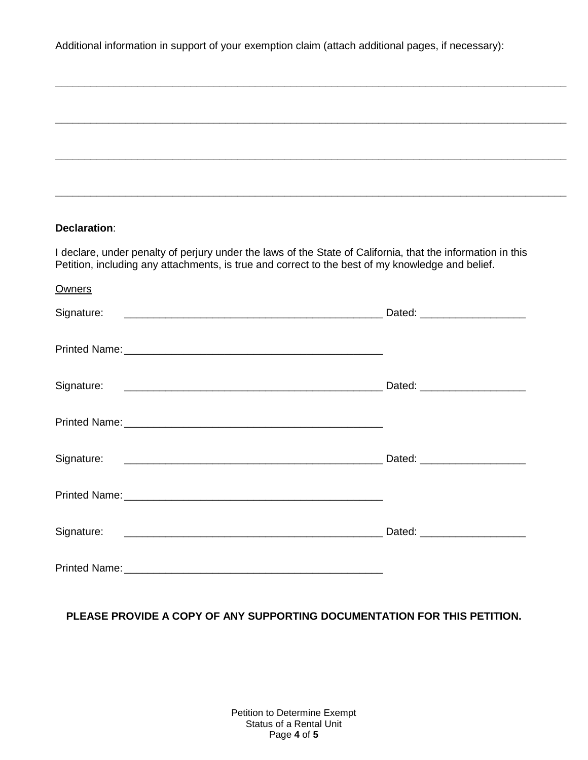Additional information in support of your exemption claim (attach additional pages, if necessary):

\_\_\_\_\_\_\_\_\_\_\_\_\_\_\_\_\_\_\_\_\_\_\_\_\_\_\_\_\_\_\_\_\_\_\_\_\_\_\_\_\_\_\_\_\_\_\_\_\_\_\_\_\_\_\_\_\_\_\_\_\_\_\_\_\_\_\_\_\_\_\_\_\_\_\_\_\_\_\_\_\_\_\_\_\_\_\_\_\_\_\_\_

\_\_\_\_\_\_\_\_\_\_\_\_\_\_\_\_\_\_\_\_\_\_\_\_\_\_\_\_\_\_\_\_\_\_\_\_\_\_\_\_\_\_\_\_\_\_\_\_\_\_\_\_\_\_\_\_\_\_\_\_\_\_\_\_\_\_\_\_\_\_\_\_\_\_\_\_\_\_\_\_\_\_\_\_\_\_\_\_\_\_\_\_

\_\_\_\_\_\_\_\_\_\_\_\_\_\_\_\_\_\_\_\_\_\_\_\_\_\_\_\_\_\_\_\_\_\_\_\_\_\_\_\_\_\_\_\_\_\_\_\_\_\_\_\_\_\_\_\_\_\_\_\_\_\_\_\_\_\_\_\_\_\_\_\_\_\_\_\_\_\_\_\_\_\_\_\_\_\_\_\_\_\_\_\_

\_\_\_\_\_\_\_\_\_\_\_\_\_\_\_\_\_\_\_\_\_\_\_\_\_\_\_\_\_\_\_\_\_\_\_\_\_\_\_\_\_\_\_\_\_\_\_\_\_\_\_\_\_\_\_\_\_\_\_\_\_\_\_\_\_\_\_\_\_\_\_\_\_\_\_\_\_\_\_\_\_\_\_\_\_\_\_\_\_\_\_\_

**Declaration**:

I declare, under penalty of perjury under the laws of the State of California, that the information in this Petition, including any attachments, is true and correct to the best of my knowledge and belief.

<u>Owners</u>

Signature: \_\_\_\_\_\_\_\_\_\_\_\_\_\_\_\_\_\_\_\_\_\_\_\_\_\_\_\_\_\_\_\_\_\_\_\_\_\_\_\_\_\_\_\_ Dated: \_\_\_\_\_\_\_\_\_\_\_\_\_\_\_\_\_\_

Printed Name: \_\_\_\_\_\_\_\_\_\_\_\_\_\_\_\_\_\_\_\_\_\_\_\_\_\_\_\_\_\_\_\_\_\_\_\_\_\_\_\_\_\_\_\_

Signature: \_\_\_\_\_\_\_\_\_\_\_\_\_\_\_\_\_\_\_\_\_\_\_\_\_\_\_\_\_\_\_\_\_\_\_\_\_\_\_\_\_\_\_\_ Dated: \_\_\_\_\_\_\_\_\_\_\_\_\_\_\_\_\_\_

Printed Name: \_\_\_\_\_\_\_\_\_\_\_\_\_\_\_\_\_\_\_\_\_\_\_\_\_\_\_\_\_\_\_\_\_\_\_\_\_\_\_\_\_\_\_\_

Signature: \_\_\_\_\_\_\_\_\_\_\_\_\_\_\_\_\_\_\_\_\_\_\_\_\_\_\_\_\_\_\_\_\_\_\_\_\_\_\_\_\_\_\_\_ Dated: \_\_\_\_\_\_\_\_\_\_\_\_\_\_\_\_\_\_

Printed Name: \_\_\_\_\_\_\_\_\_\_\_\_\_\_\_\_\_\_\_\_\_\_\_\_\_\_\_\_\_\_\_\_\_\_\_\_\_\_\_\_\_\_\_\_

Signature: \_\_\_\_\_\_\_\_\_\_\_\_\_\_\_\_\_\_\_\_\_\_\_\_\_\_\_\_\_\_\_\_\_\_\_\_\_\_\_\_\_\_\_\_ Dated: \_\_\_\_\_\_\_\_\_\_\_\_\_\_\_\_\_\_

Printed Name: \_\_\_\_\_\_\_\_\_\_\_\_\_\_\_\_\_\_\_\_\_\_\_\_\_\_\_\_\_\_\_\_\_\_\_\_\_\_\_\_\_\_\_\_

**PLEASE PROVIDE A COPY OF ANY SUPPORTING DOCUMENTATION FOR THIS PETITION.**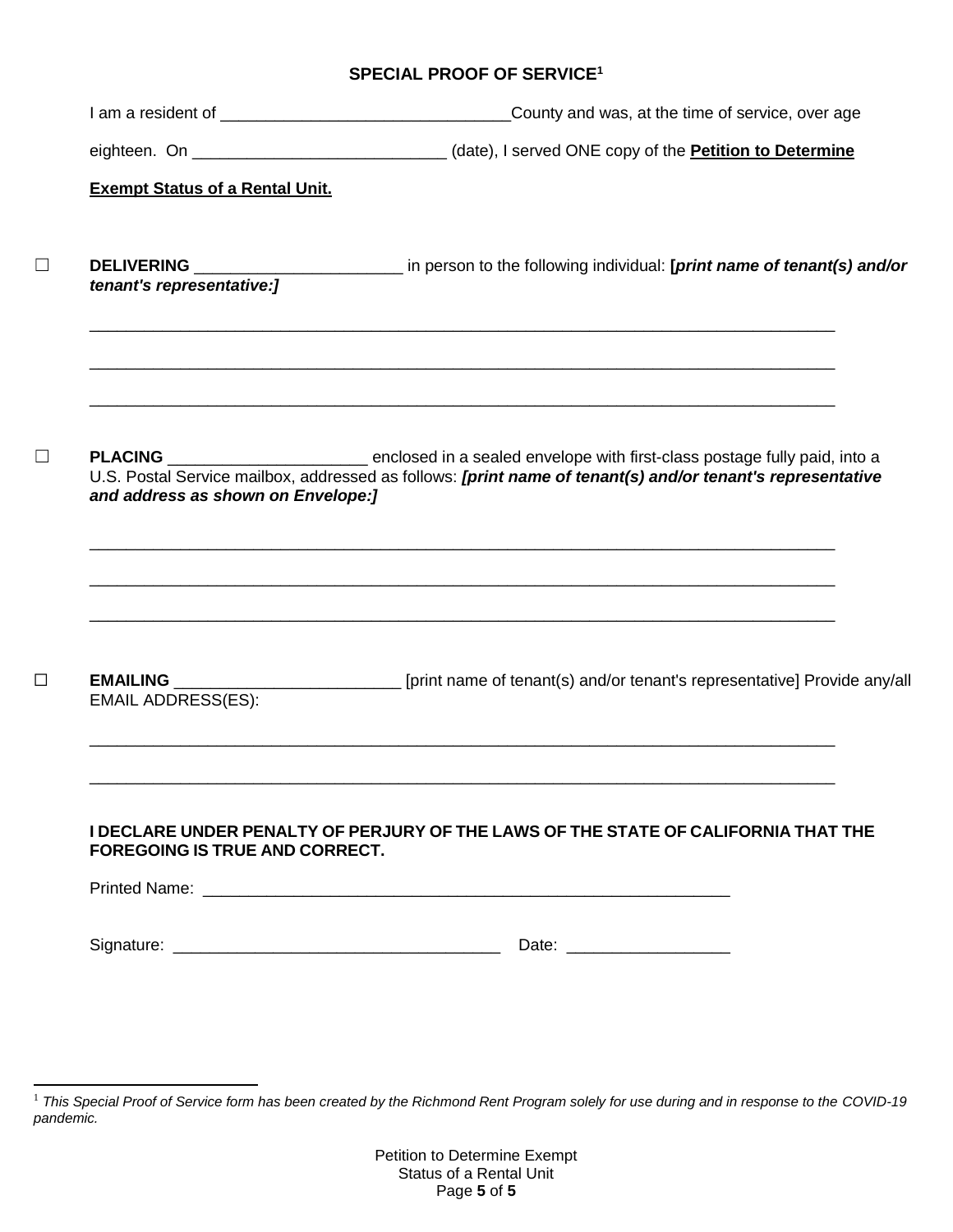## SPECIAL PROOF OF SERVICE[1]

I am a resident of ________________________________County and was, at the time of service, over age eighteen. On ____________________________ (date), I served ONE copy of the **Petition to Determine Exempt Status of a Rental Unit.**

☐ **DELIVERING** _______________________ in person to the following individual: **[*print name of tenant(s) and/or tenant's representative:]***

_____________________________________________________________________________________

_____________________________________________________________________________________

_____________________________________________________________________________________

☐ **PLACING** ______________________ enclosed in a sealed envelope with first-class postage fully paid, into a U.S. Postal Service mailbox, addressed as follows: ***[print name of tenant(s) and/or tenant's representative and address as shown on Envelope:]***

_____________________________________________________________________________________

_____________________________________________________________________________________

_____________________________________________________________________________________

☐ **EMAILING** _________________________ [print name of tenant(s) and/or tenant's representative] Provide any/all EMAIL ADDRESS(ES):

_____________________________________________________________________________________

_____________________________________________________________________________________

**I DECLARE UNDER PENALTY OF PERJURY OF THE LAWS OF THE STATE OF CALIFORNIA THAT THE FOREGOING IS TRUE AND CORRECT.**

Printed Name: ______________________________________________________________

Signature: ____________________________________ Date: __________________

[1] *This Special Proof of Service form has been created by the Richmond Rent Program solely for use during and in response to the COVID-19 pandemic.*